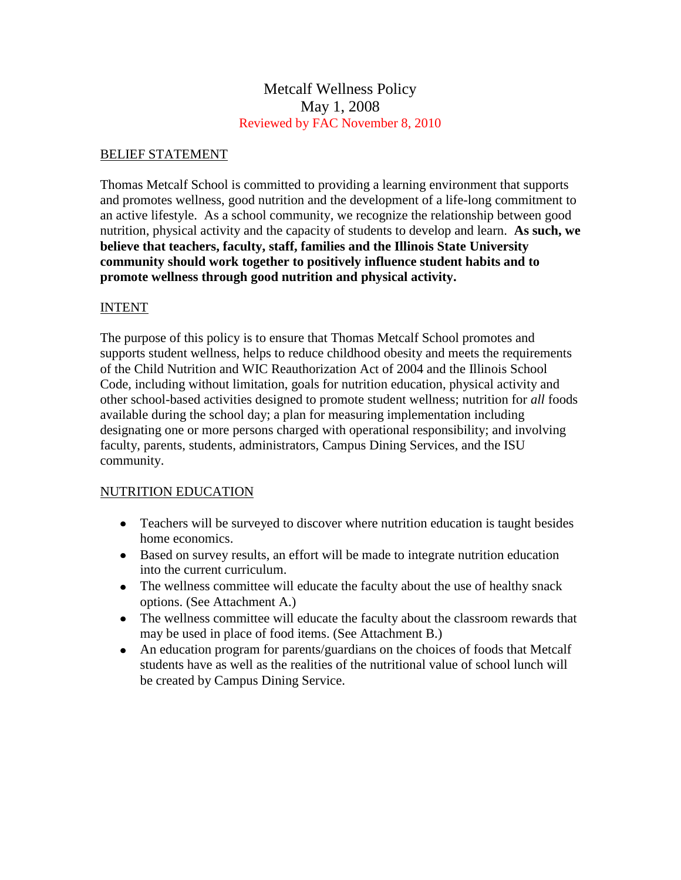# Metcalf Wellness Policy

May 1, 2008

Reviewed by FAC November 8, 2010

## BELIEF STATEMENT

Thomas Metcalf School is committed to providing a learning environment that supports and promotes wellness, good nutrition and the development of a life-long commitment to an active lifestyle. As a school community, we recognize the relationship between good nutrition, physical activity and the capacity of students to develop and learn. **As such, we believe that teachers, faculty, staff, families and the Illinois State University community should work together to positively influence student habits and to promote wellness through good nutrition and physical activity.**

## INTENT

The purpose of this policy is to ensure that Thomas Metcalf School promotes and supports student wellness, helps to reduce childhood obesity and meets the requirements of the Child Nutrition and WIC Reauthorization Act of 2004 and the Illinois School Code, including without limitation, goals for nutrition education, physical activity and other school-based activities designed to promote student wellness; nutrition for *all* foods available during the school day; a plan for measuring implementation including designating one or more persons charged with operational responsibility; and involving faculty, parents, students, administrators, Campus Dining Services, and the ISU community.

## NUTRITION EDUCATION

- Teachers will be surveyed to discover where nutrition education is taught besides home economics.
- Based on survey results, an effort will be made to integrate nutrition education into the current curriculum.
- The wellness committee will educate the faculty about the use of healthy snack options. (See Attachment A.)
- The wellness committee will educate the faculty about the classroom rewards that may be used in place of food items. (See Attachment B.)
- An education program for parents/guardians on the choices of foods that Metcalf students have as well as the realities of the nutritional value of school lunch will be created by Campus Dining Service.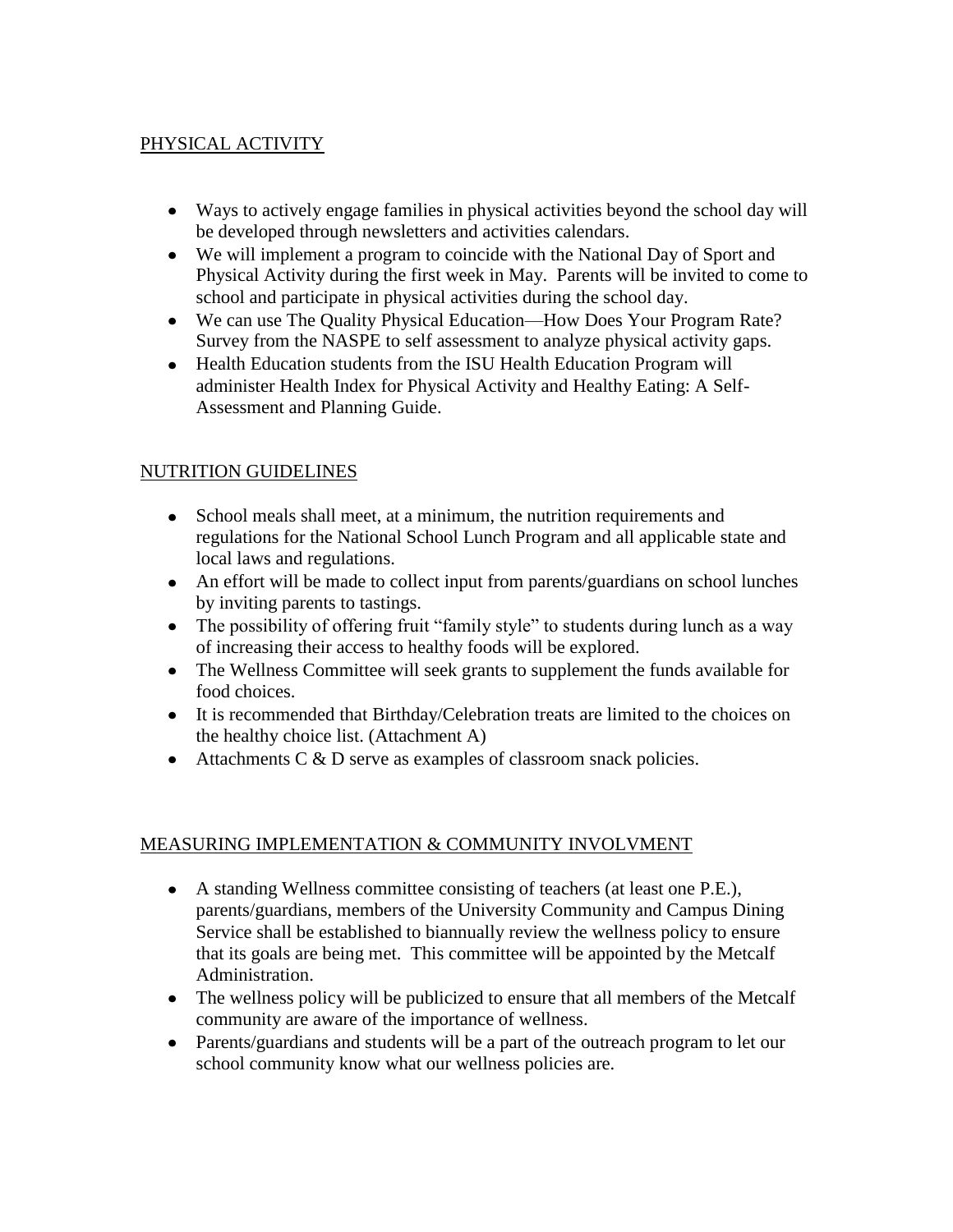## PHYSICAL ACTIVITY

- Ways to actively engage families in physical activities beyond the school day will be developed through newsletters and activities calendars.
- We will implement a program to coincide with the National Day of Sport and Physical Activity during the first week in May. Parents will be invited to come to school and participate in physical activities during the school day.
- We can use The Quality Physical Education—How Does Your Program Rate? Survey from the NASPE to self assessment to analyze physical activity gaps.
- Health Education students from the ISU Health Education Program will administer Health Index for Physical Activity and Healthy Eating: A Self-Assessment and Planning Guide.

## NUTRITION GUIDELINES

- School meals shall meet, at a minimum, the nutrition requirements and regulations for the National School Lunch Program and all applicable state and local laws and regulations.
- An effort will be made to collect input from parents/guardians on school lunches by inviting parents to tastings.
- The possibility of offering fruit "family style" to students during lunch as a way of increasing their access to healthy foods will be explored.
- The Wellness Committee will seek grants to supplement the funds available for food choices.
- It is recommended that Birthday/Celebration treats are limited to the choices on the healthy choice list. (Attachment A)
- Attachments C & D serve as examples of classroom snack policies.

## MEASURING IMPLEMENTATION & COMMUNITY INVOLVMENT

- A standing Wellness committee consisting of teachers (at least one P.E.), parents/guardians, members of the University Community and Campus Dining Service shall be established to biannually review the wellness policy to ensure that its goals are being met. This committee will be appointed by the Metcalf Administration.
- The wellness policy will be publicized to ensure that all members of the Metcalf community are aware of the importance of wellness.
- Parents/guardians and students will be a part of the outreach program to let our school community know what our wellness policies are.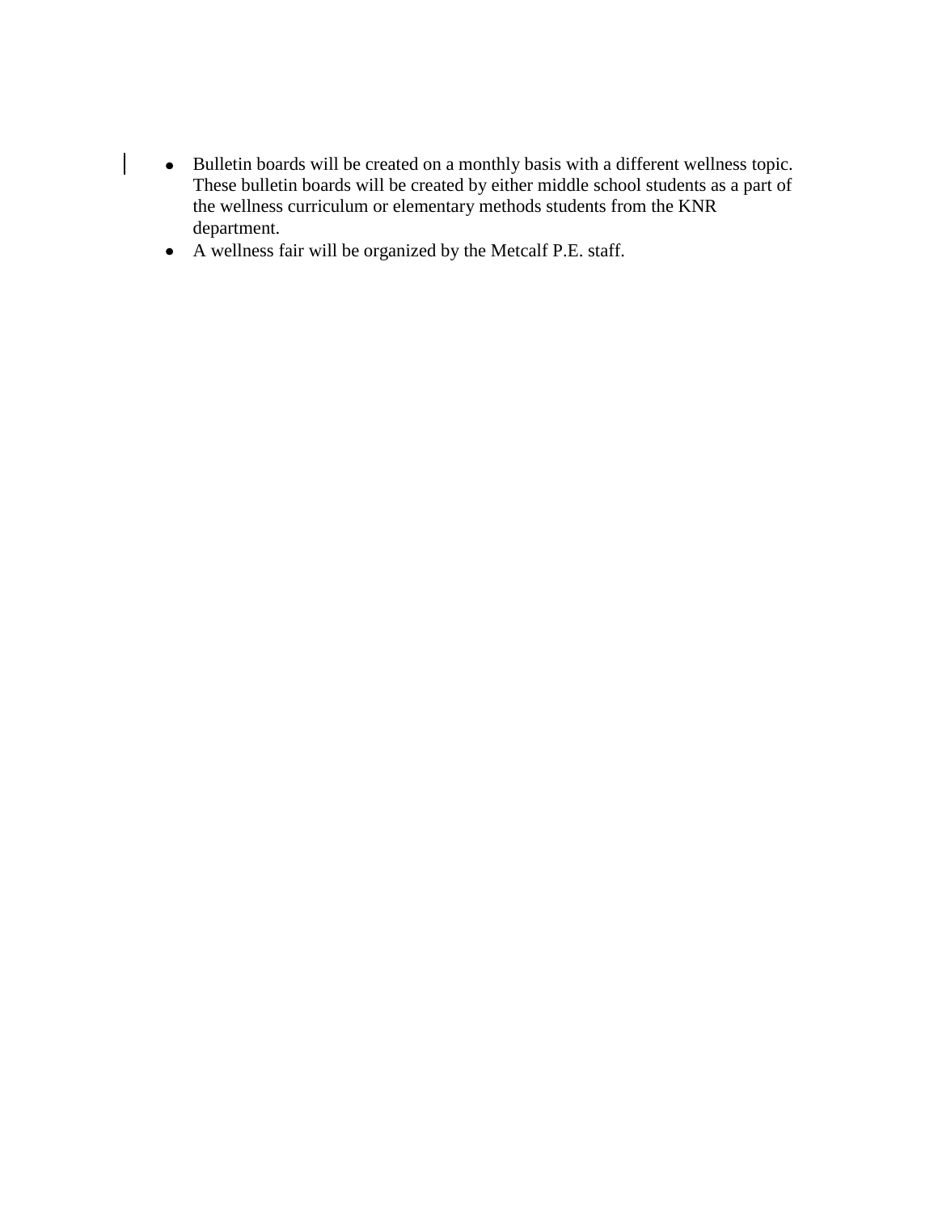- Bulletin boards will be created on a monthly basis with a different wellness topic. These bulletin boards will be created by either middle school students as a part of the wellness curriculum or elementary methods students from the KNR department.
- A wellness fair will be organized by the Metcalf P.E. staff.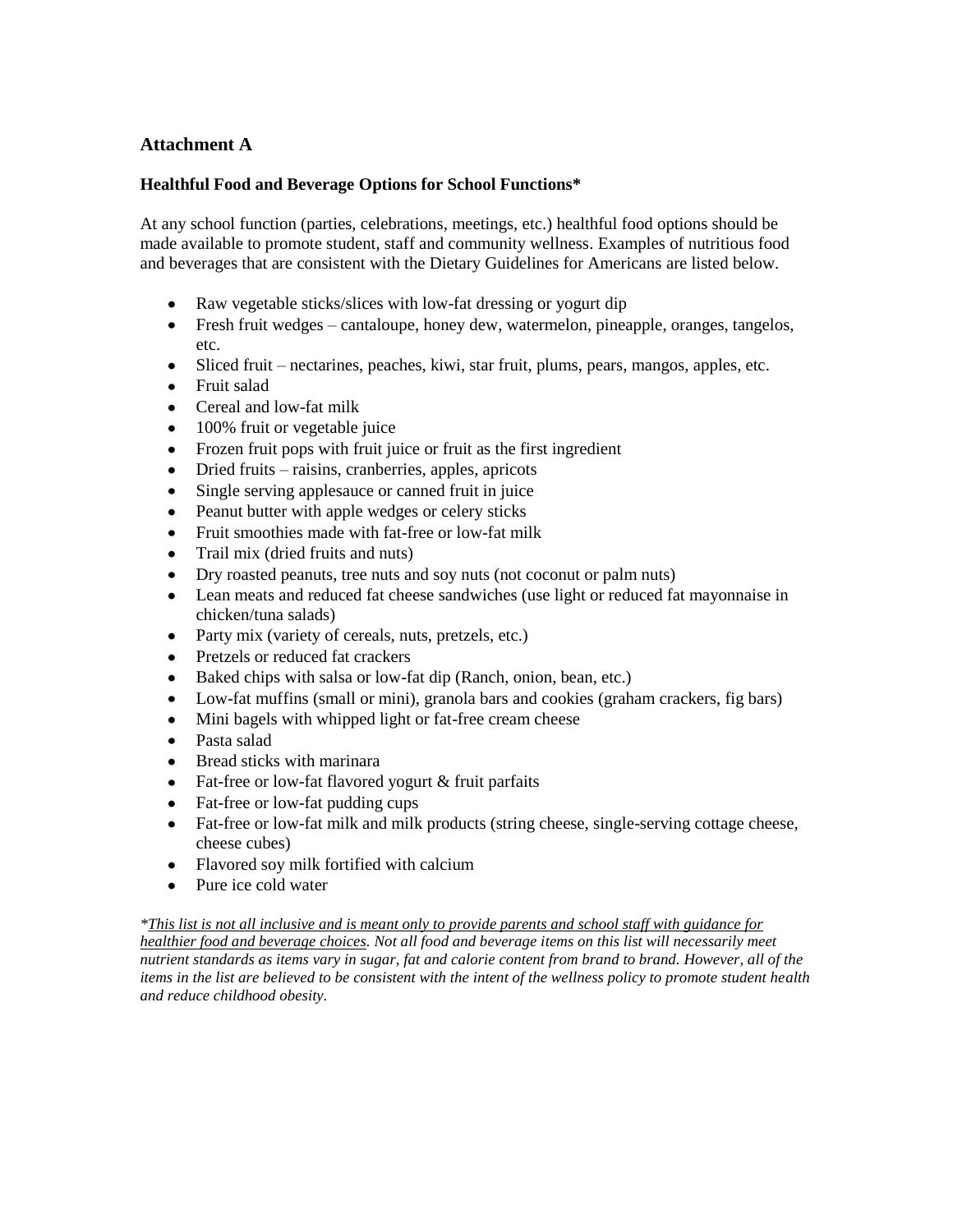## Attachment A

### Healthful Food and Beverage Options for School Functions*

At any school function (parties, celebrations, meetings, etc.) healthful food options should be made available to promote student, staff and community wellness. Examples of nutritious food and beverages that are consistent with the Dietary Guidelines for Americans are listed below.

- Raw vegetable sticks/slices with low-fat dressing or yogurt dip
- Fresh fruit wedges – cantaloupe, honey dew, watermelon, pineapple, oranges, tangelos, etc.
- Sliced fruit – nectarines, peaches, kiwi, star fruit, plums, pears, mangos, apples, etc.
- Fruit salad
- Cereal and low-fat milk
- 100% fruit or vegetable juice
- Frozen fruit pops with fruit juice or fruit as the first ingredient
- Dried fruits – raisins, cranberries, apples, apricots
- Single serving applesauce or canned fruit in juice
- Peanut butter with apple wedges or celery sticks
- Fruit smoothies made with fat-free or low-fat milk
- Trail mix (dried fruits and nuts)
- Dry roasted peanuts, tree nuts and soy nuts (not coconut or palm nuts)
- Lean meats and reduced fat cheese sandwiches (use light or reduced fat mayonnaise in chicken/tuna salads)
- Party mix (variety of cereals, nuts, pretzels, etc.)
- Pretzels or reduced fat crackers
- Baked chips with salsa or low-fat dip (Ranch, onion, bean, etc.)
- Low-fat muffins (small or mini), granola bars and cookies (graham crackers, fig bars)
- Mini bagels with whipped light or fat-free cream cheese
- Pasta salad
- Bread sticks with marinara
- Fat-free or low-fat flavored yogurt & fruit parfaits
- Fat-free or low-fat pudding cups
- Fat-free or low-fat milk and milk products (string cheese, single-serving cottage cheese, cheese cubes)
- Flavored soy milk fortified with calcium
- Pure ice cold water

*\*<u>This list is not all inclusive and is meant only to provide parents and school staff with guidance for healthier food and beverage choices</u>. Not all food and beverage items on this list will necessarily meet nutrient standards as items vary in sugar, fat and calorie content from brand to brand. However, all of the items in the list are believed to be consistent with the intent of the wellness policy to promote student health and reduce childhood obesity.*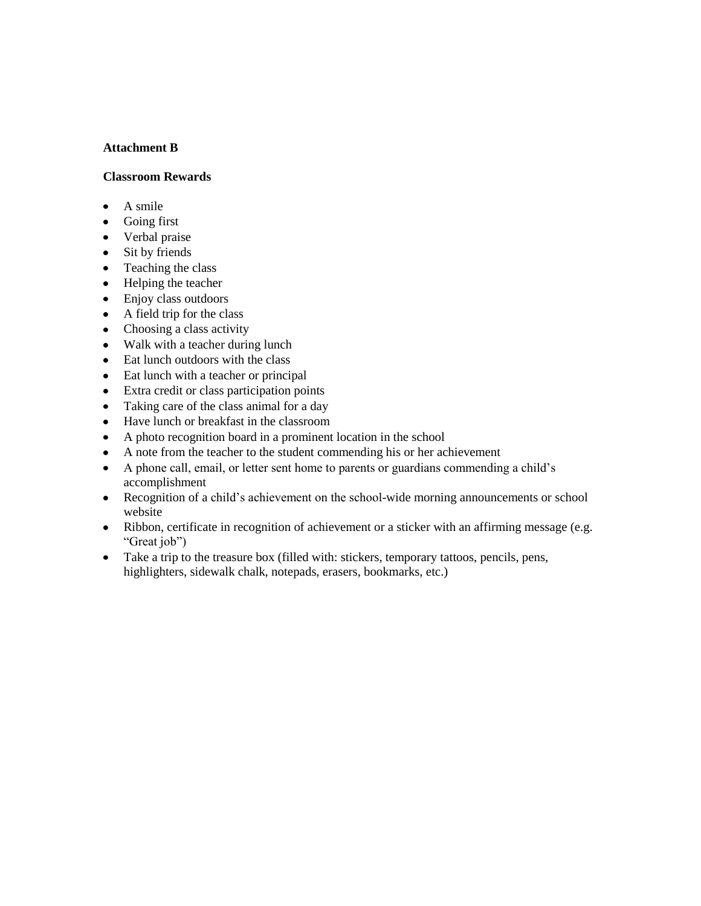**Attachment B**

**Classroom Rewards**

- A smile
- Going first
- Verbal praise
- Sit by friends
- Teaching the class
- Helping the teacher
- Enjoy class outdoors
- A field trip for the class
- Choosing a class activity
- Walk with a teacher during lunch
- Eat lunch outdoors with the class
- Eat lunch with a teacher or principal
- Extra credit or class participation points
- Taking care of the class animal for a day
- Have lunch or breakfast in the classroom
- A photo recognition board in a prominent location in the school
- A note from the teacher to the student commending his or her achievement
- A phone call, email, or letter sent home to parents or guardians commending a child's accomplishment
- Recognition of a child's achievement on the school-wide morning announcements or school website
- Ribbon, certificate in recognition of achievement or a sticker with an affirming message (e.g. "Great job")
- Take a trip to the treasure box (filled with: stickers, temporary tattoos, pencils, pens, highlighters, sidewalk chalk, notepads, erasers, bookmarks, etc.)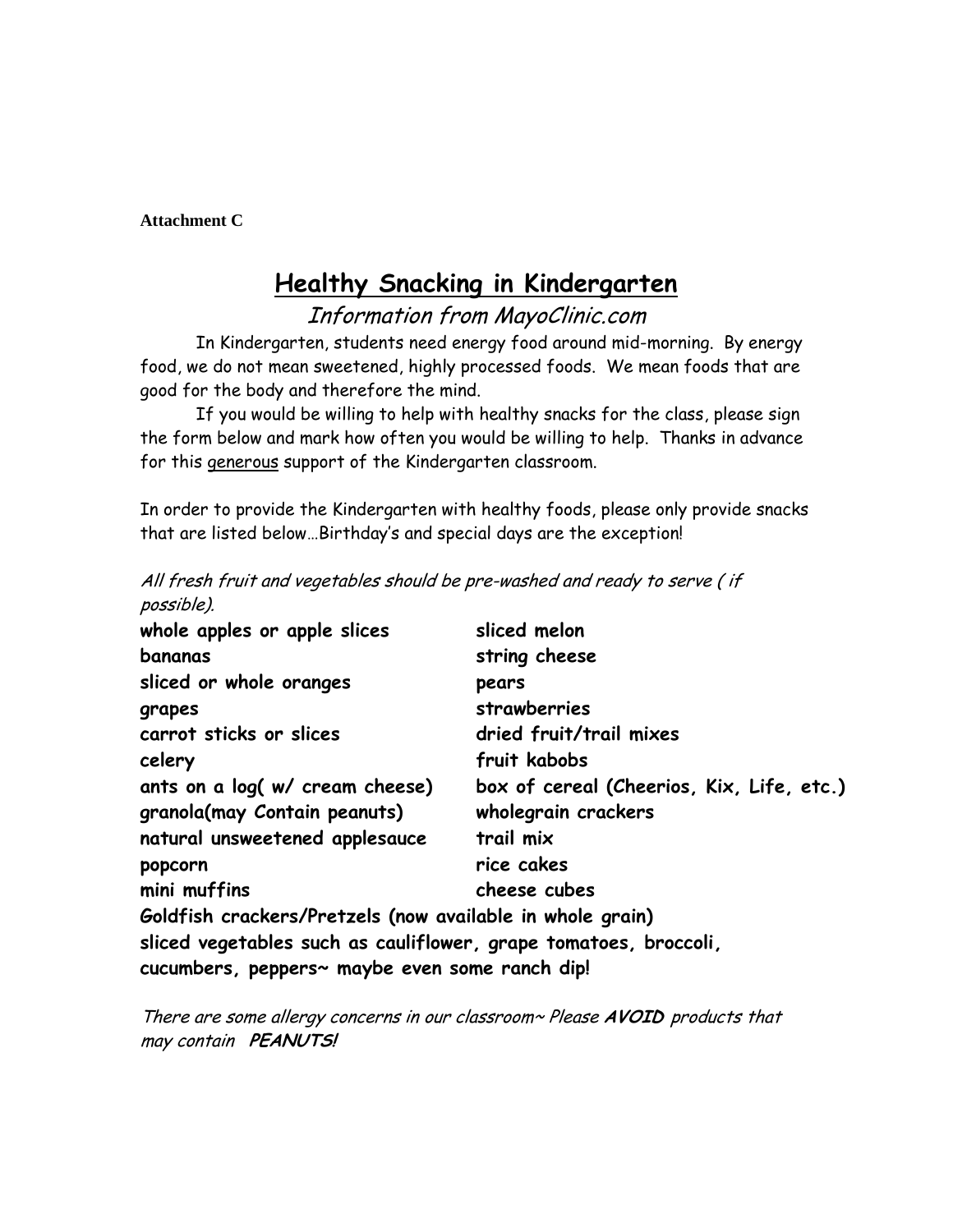**Attachment C**

# Healthy Snacking in Kindergarten

*Information from MayoClinic.com*

In Kindergarten, students need energy food around mid-morning. By energy food, we do not mean sweetened, highly processed foods. We mean foods that are good for the body and therefore the mind.

If you would be willing to help with healthy snacks for the class, please sign the form below and mark how often you would be willing to help. Thanks in advance for this <u>generous</u> support of the Kindergarten classroom.

In order to provide the Kindergarten with healthy foods, please only provide snacks that are listed below…Birthday's and special days are the exception!

*All fresh fruit and vegetables should be pre-washed and ready to serve ( if possible).*

| | |
|---|---|
| **whole apples or apple slices** | **sliced melon** |
| **bananas** | **string cheese** |
| **sliced or whole oranges** | **pears** |
| **grapes** | **strawberries** |
| **carrot sticks or slices** | **dried fruit/trail mixes** |
| **celery** | **fruit kabobs** |
| **ants on a log( w/ cream cheese)** | **box of cereal (Cheerios, Kix, Life, etc.)** |
| **granola(may Contain peanuts)** | **wholegrain crackers** |
| **natural unsweetened applesauce** | **trail mix** |
| **popcorn** | **rice cakes** |
| **mini muffins** | **cheese cubes** |

**Goldfish crackers/Pretzels (now available in whole grain)**
**sliced vegetables such as cauliflower, grape tomatoes, broccoli, cucumbers, peppers~ maybe even some ranch dip!**

*There are some allergy concerns in our classroom~ Please **AVOID** products that may contain **PEANUTS!***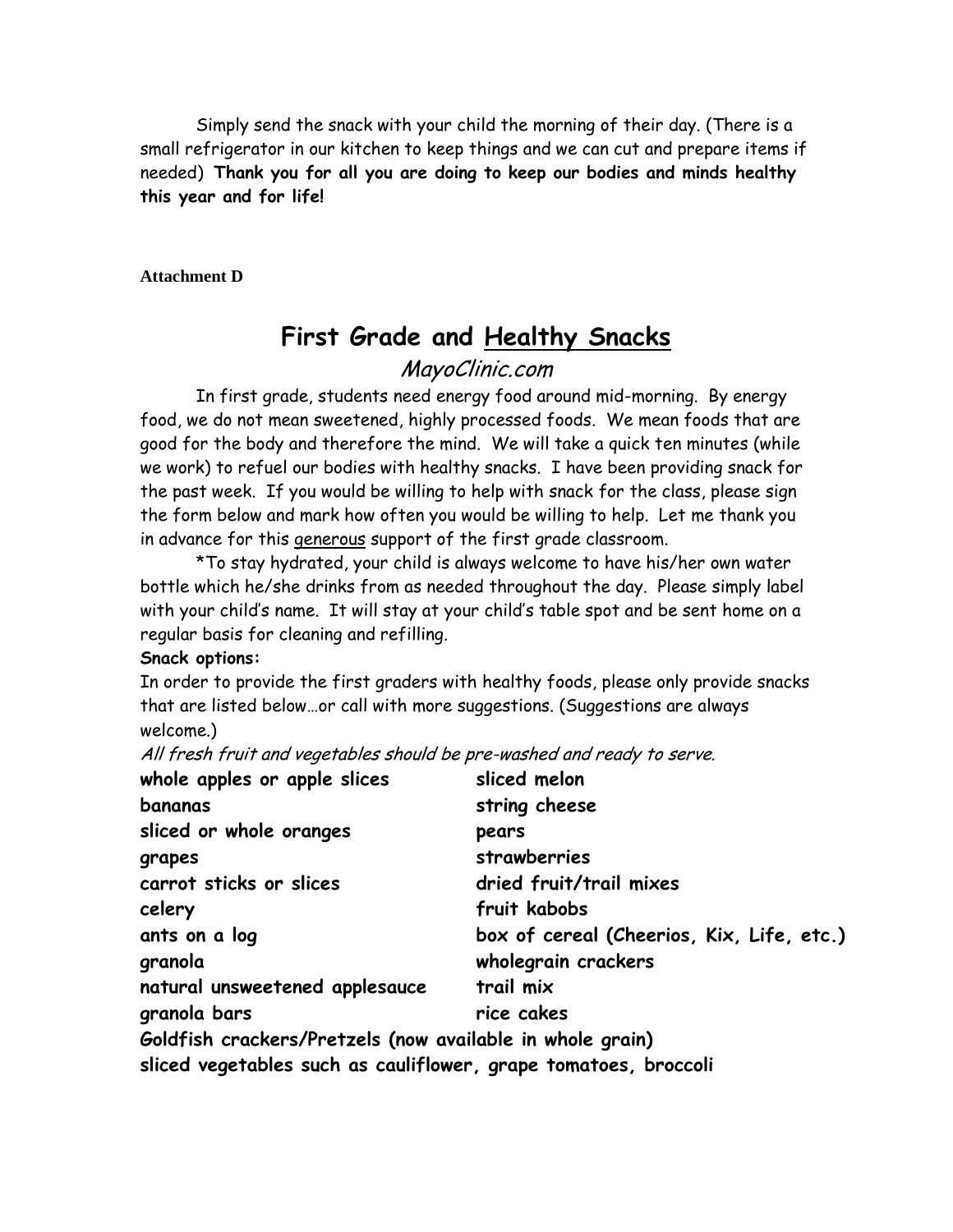Simply send the snack with your child the morning of their day. (There is a small refrigerator in our kitchen to keep things and we can cut and prepare items if needed) **Thank you for all you are doing to keep our bodies and minds healthy this year and for life!**

**Attachment D**

# First Grade and <u>Healthy Snacks</u>

*MayoClinic.com*

In first grade, students need energy food around mid-morning. By energy food, we do not mean sweetened, highly processed foods. We mean foods that are good for the body and therefore the mind. We will take a quick ten minutes (while we work) to refuel our bodies with healthy snacks. I have been providing snack for the past week. If you would be willing to help with snack for the class, please sign the form below and mark how often you would be willing to help. Let me thank you in advance for this <u>generous</u> support of the first grade classroom.

*To stay hydrated, your child is always welcome to have his/her own water bottle which he/she drinks from as needed throughout the day. Please simply label with your child's name. It will stay at your child's table spot and be sent home on a regular basis for cleaning and refilling.

**Snack options:**

In order to provide the first graders with healthy foods, please only provide snacks that are listed below…or call with more suggestions. (Suggestions are always welcome.)

*All fresh fruit and vegetables should be pre-washed and ready to serve.*

- **whole apples or apple slices**
- **bananas**
- **sliced or whole oranges**
- **grapes**
- **carrot sticks or slices**
- **celery**
- **ants on a log**
- **granola**
- **natural unsweetened applesauce**
- **granola bars**
- **sliced melon**
- **string cheese**
- **pears**
- **strawberries**
- **dried fruit/trail mixes**
- **fruit kabobs**
- **box of cereal (Cheerios, Kix, Life, etc.)**
- **wholegrain crackers**
- **trail mix**
- **rice cakes**
- **Goldfish crackers/Pretzels (now available in whole grain)**
- **sliced vegetables such as cauliflower, grape tomatoes, broccoli**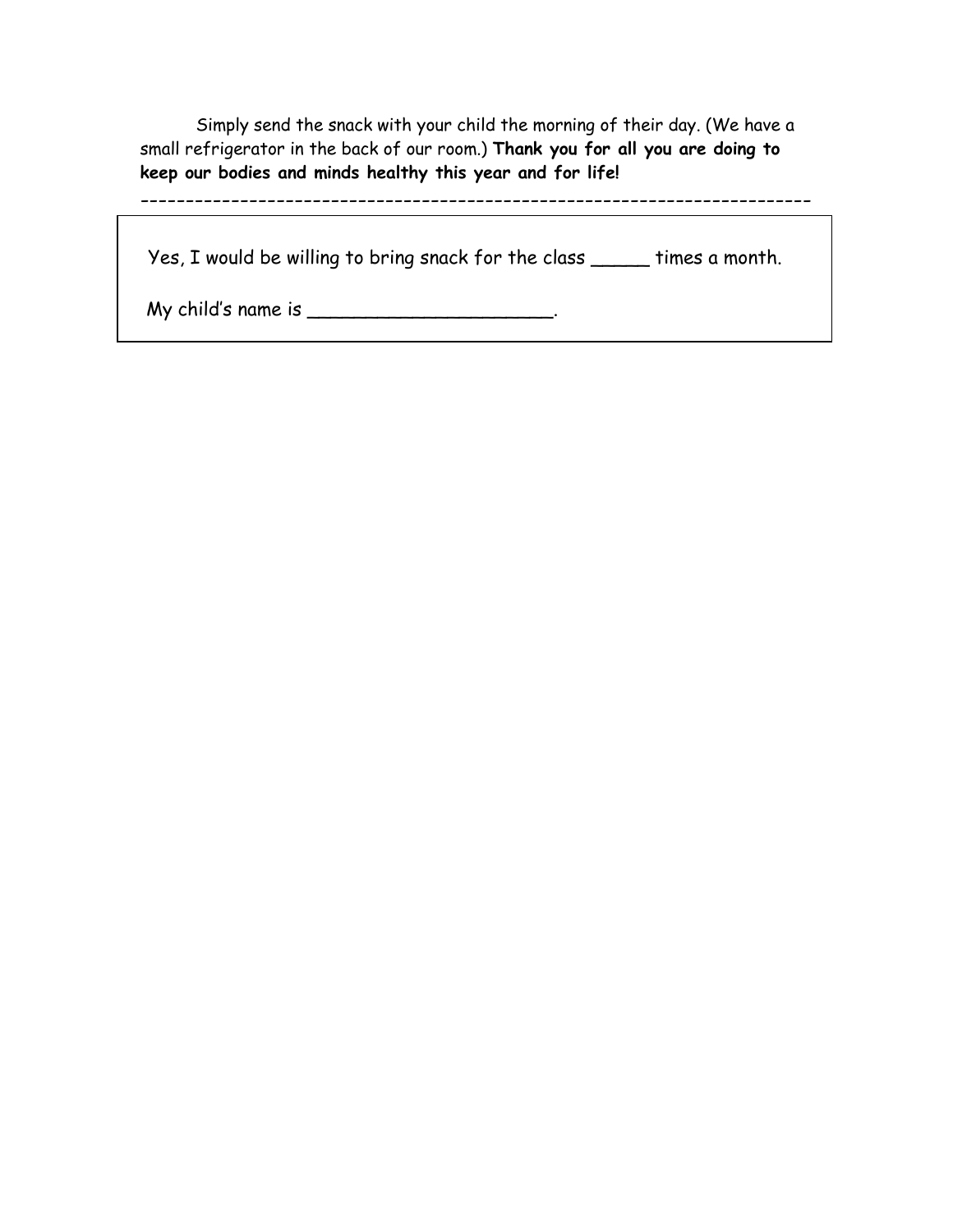Simply send the snack with your child the morning of their day. (We have a small refrigerator in the back of our room.) **Thank you for all you are doing to keep our bodies and minds healthy this year and for life!**

------------------------------------------------------------------------

Yes, I would be willing to bring snack for the class _____ times a month.

My child's name is _____________________.